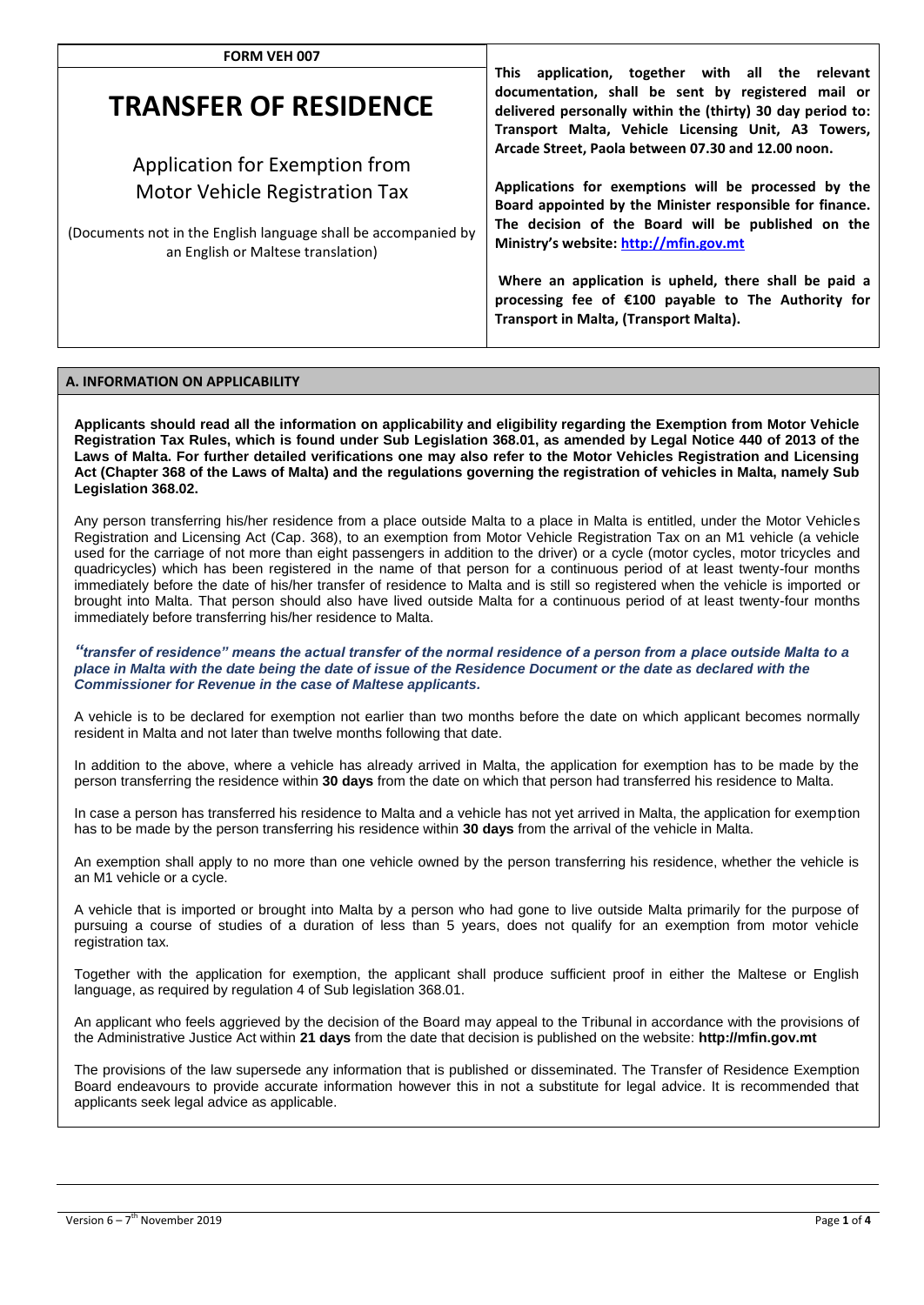**FORM VEH 007**

# TRANSFER OF RESIDENCE

## Application for Exemption from Motor Vehicle Registration Tax

(Documents not in the English language shall be accompanied by an English or Maltese translation)

**This application, together with all the relevant documentation, shall be sent by registered mail or delivered personally within the (thirty) 30 day period to: Transport Malta, Vehicle Licensing Unit, A3 Towers, Arcade Street, Paola between 07.30 and 12.00 noon.**

**Applications for exemptions will be processed by the Board appointed by the Minister responsible for finance. The decision of the Board will be published on the Ministry's website: http://mfin.gov.mt**

**Where an application is upheld, there shall be paid a processing fee of €100 payable to The Authority for Transport in Malta, (Transport Malta).**

## A. INFORMATION ON APPLICABILITY

**Applicants should read all the information on applicability and eligibility regarding the Exemption from Motor Vehicle Registration Tax Rules, which is found under Sub Legislation 368.01, as amended by Legal Notice 440 of 2013 of the Laws of Malta. For further detailed verifications one may also refer to the Motor Vehicles Registration and Licensing Act (Chapter 368 of the Laws of Malta) and the regulations governing the registration of vehicles in Malta, namely Sub Legislation 368.02.**

Any person transferring his/her residence from a place outside Malta to a place in Malta is entitled, under the Motor Vehicles Registration and Licensing Act (Cap. 368), to an exemption from Motor Vehicle Registration Tax on an M1 vehicle (a vehicle used for the carriage of not more than eight passengers in addition to the driver) or a cycle (motor cycles, motor tricycles and quadricycles) which has been registered in the name of that person for a continuous period of at least twenty-four months immediately before the date of his/her transfer of residence to Malta and is still so registered when the vehicle is imported or brought into Malta. That person should also have lived outside Malta for a continuous period of at least twenty-four months immediately before transferring his/her residence to Malta.

***"transfer of residence" means the actual transfer of the normal residence of a person from a place outside Malta to a place in Malta with the date being the date of issue of the Residence Document or the date as declared with the Commissioner for Revenue in the case of Maltese applicants.***

A vehicle is to be declared for exemption not earlier than two months before the date on which applicant becomes normally resident in Malta and not later than twelve months following that date.

In addition to the above, where a vehicle has already arrived in Malta, the application for exemption has to be made by the person transferring the residence within **30 days** from the date on which that person had transferred his residence to Malta.

In case a person has transferred his residence to Malta and a vehicle has not yet arrived in Malta, the application for exemption has to be made by the person transferring his residence within **30 days** from the arrival of the vehicle in Malta.

An exemption shall apply to no more than one vehicle owned by the person transferring his residence, whether the vehicle is an M1 vehicle or a cycle.

A vehicle that is imported or brought into Malta by a person who had gone to live outside Malta primarily for the purpose of pursuing a course of studies of a duration of less than 5 years, does not qualify for an exemption from motor vehicle registration tax.

Together with the application for exemption, the applicant shall produce sufficient proof in either the Maltese or English language, as required by regulation 4 of Sub legislation 368.01.

An applicant who feels aggrieved by the decision of the Board may appeal to the Tribunal in accordance with the provisions of the Administrative Justice Act within **21 days** from the date that decision is published on the website: **http://mfin.gov.mt**

The provisions of the law supersede any information that is published or disseminated. The Transfer of Residence Exemption Board endeavours to provide accurate information however this in not a substitute for legal advice. It is recommended that applicants seek legal advice as applicable.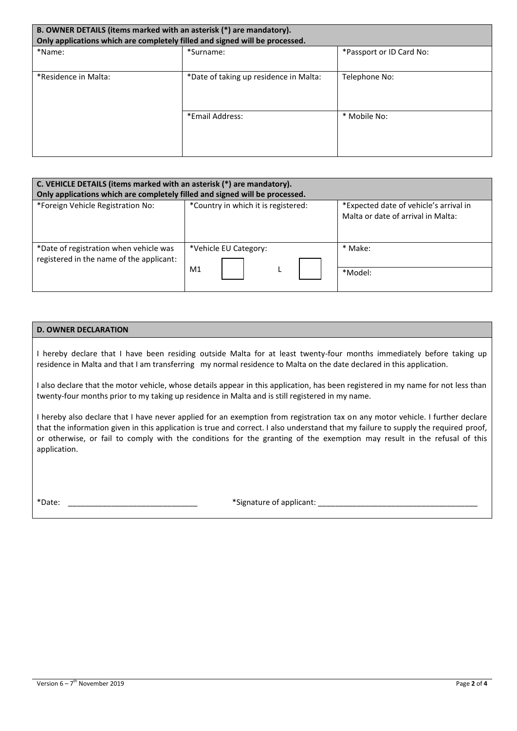| B. OWNER DETAILS (items marked with an asterisk (*) are mandatory). Only applications which are completely filled and signed will be processed. | | |
|---|---|---|
| *Name: | *Surname: | *Passport or ID Card No: |
| *Residence in Malta: | *Date of taking up residence in Malta: | Telephone No: |
| | *Email Address: | * Mobile No: |

| C. VEHICLE DETAILS (items marked with an asterisk (*) are mandatory). Only applications which are completely filled and signed will be processed. | | |
|---|---|---|
| *Foreign Vehicle Registration No: | *Country in which it is registered: | *Expected date of vehicle's arrival in Malta or date of arrival in Malta: |
| *Date of registration when vehicle was registered in the name of the applicant: | *Vehicle EU Category: M1 ☐ L ☐ | * Make: |
| | | *Model: |

## D. OWNER DECLARATION

I hereby declare that I have been residing outside Malta for at least twenty-four months immediately before taking up residence in Malta and that I am transferring my normal residence to Malta on the date declared in this application.

I also declare that the motor vehicle, whose details appear in this application, has been registered in my name for not less than twenty-four months prior to my taking up residence in Malta and is still registered in my name.

I hereby also declare that I have never applied for an exemption from registration tax on any motor vehicle. I further declare that the information given in this application is true and correct. I also understand that my failure to supply the required proof, or otherwise, or fail to comply with the conditions for the granting of the exemption may result in the refusal of this application.

*Date: ______________________________ *Signature of applicant: ____________________________________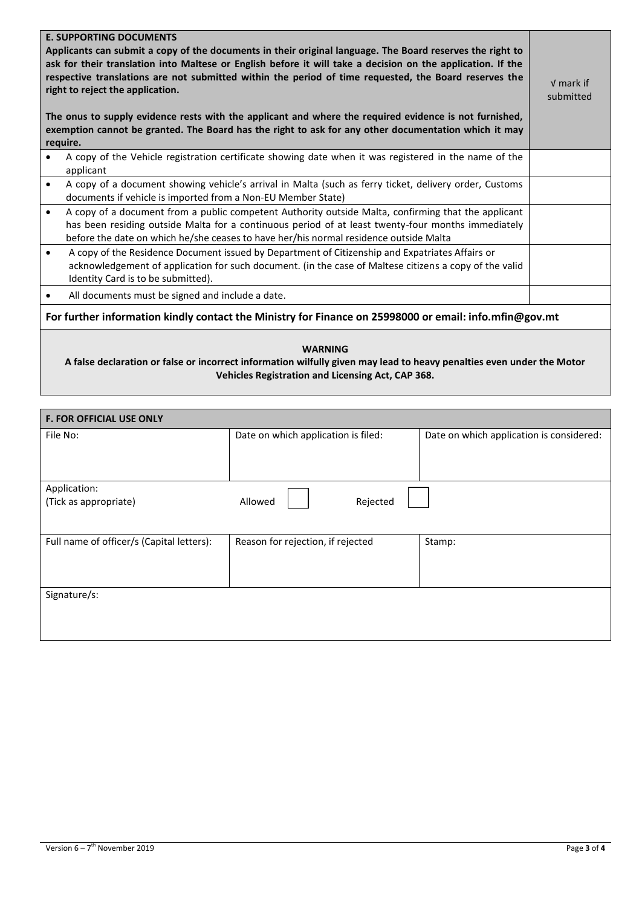| **E. SUPPORTING DOCUMENTS**<br>**Applicants can submit a copy of the documents in their original language. The Board reserves the right to ask for their translation into Maltese or English before it will take a decision on the application. If the respective translations are not submitted within the period of time requested, the Board reserves the right to reject the application.**<br><br>**The onus to supply evidence rests with the applicant and where the required evidence is not furnished, exemption cannot be granted. The Board has the right to ask for any other documentation which it may require.** | √ mark if submitted |
|---|---|
| • A copy of the Vehicle registration certificate showing date when it was registered in the name of the applicant | |
| • A copy of a document showing vehicle's arrival in Malta (such as ferry ticket, delivery order, Customs documents if vehicle is imported from a Non-EU Member State) | |
| • A copy of a document from a public competent Authority outside Malta, confirming that the applicant has been residing outside Malta for a continuous period of at least twenty-four months immediately before the date on which he/she ceases to have her/his normal residence outside Malta | |
| • A copy of the Residence Document issued by Department of Citizenship and Expatriates Affairs or acknowledgement of application for such document. (in the case of Maltese citizens a copy of the valid Identity Card is to be submitted). | |
| • All documents must be signed and include a date. | |

**For further information kindly contact the Ministry for Finance on 25998000 or email: info.mfin@gov.mt**

**WARNING**

**A false declaration or false or incorrect information wilfully given may lead to heavy penalties even under the Motor Vehicles Registration and Licensing Act, CAP 368.**

| **F. FOR OFFICIAL USE ONLY** | | |
|---|---|---|
| File No: | Date on which application is filed: | Date on which application is considered: |
| Application:<br>(Tick as appropriate) | Allowed ☐ Rejected ☐ | |
| Full name of officer/s (Capital letters): | Reason for rejection, if rejected | Stamp: |
| Signature/s: | | |

Version 6 – 7th November 2019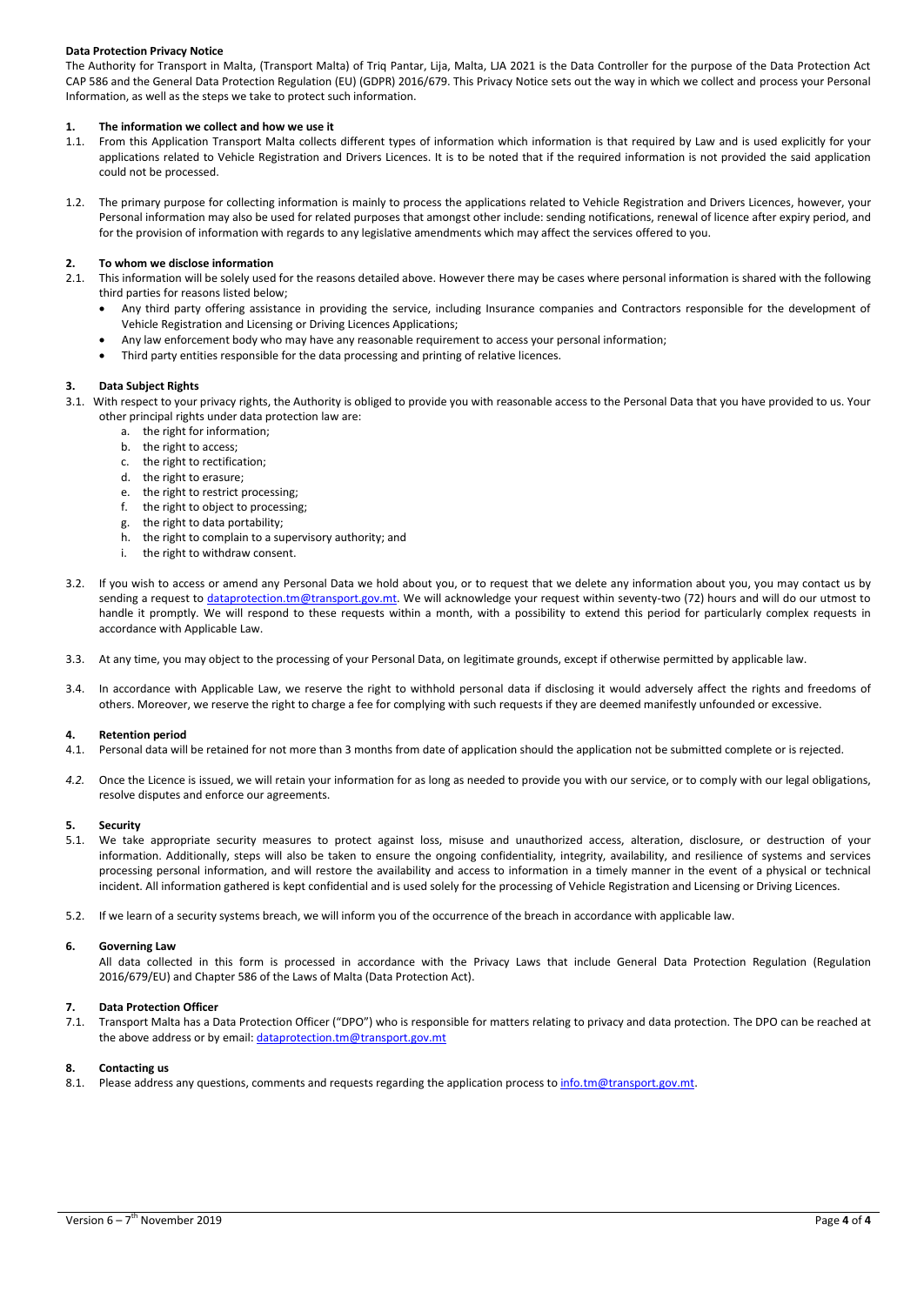**Data Protection Privacy Notice**

The Authority for Transport in Malta, (Transport Malta) of Triq Pantar, Lija, Malta, LJA 2021 is the Data Controller for the purpose of the Data Protection Act CAP 586 and the General Data Protection Regulation (EU) (GDPR) 2016/679. This Privacy Notice sets out the way in which we collect and process your Personal Information, as well as the steps we take to protect such information.

**1. The information we collect and how we use it**

1.1. From this Application Transport Malta collects different types of information which information is that required by Law and is used explicitly for your applications related to Vehicle Registration and Drivers Licences. It is to be noted that if the required information is not provided the said application could not be processed.

1.2. The primary purpose for collecting information is mainly to process the applications related to Vehicle Registration and Drivers Licences, however, your Personal information may also be used for related purposes that amongst other include: sending notifications, renewal of licence after expiry period, and for the provision of information with regards to any legislative amendments which may affect the services offered to you.

**2. To whom we disclose information**

2.1. This information will be solely used for the reasons detailed above. However there may be cases where personal information is shared with the following third parties for reasons listed below;

- Any third party offering assistance in providing the service, including Insurance companies and Contractors responsible for the development of Vehicle Registration and Licensing or Driving Licences Applications;
- Any law enforcement body who may have any reasonable requirement to access your personal information;
- Third party entities responsible for the data processing and printing of relative licences.

**3. Data Subject Rights**

3.1. With respect to your privacy rights, the Authority is obliged to provide you with reasonable access to the Personal Data that you have provided to us. Your other principal rights under data protection law are:

a. the right for information;
b. the right to access;
c. the right to rectification;
d. the right to erasure;
e. the right to restrict processing;
f. the right to object to processing;
g. the right to data portability;
h. the right to complain to a supervisory authority; and
i. the right to withdraw consent.

3.2. If you wish to access or amend any Personal Data we hold about you, or to request that we delete any information about you, you may contact us by sending a request to dataprotection.tm@transport.gov.mt. We will acknowledge your request within seventy-two (72) hours and will do our utmost to handle it promptly. We will respond to these requests within a month, with a possibility to extend this period for particularly complex requests in accordance with Applicable Law.

3.3. At any time, you may object to the processing of your Personal Data, on legitimate grounds, except if otherwise permitted by applicable law.

3.4. In accordance with Applicable Law, we reserve the right to withhold personal data if disclosing it would adversely affect the rights and freedoms of others. Moreover, we reserve the right to charge a fee for complying with such requests if they are deemed manifestly unfounded or excessive.

**4. Retention period**

4.1. Personal data will be retained for not more than 3 months from date of application should the application not be submitted complete or is rejected.

*4.2.* Once the Licence is issued, we will retain your information for as long as needed to provide you with our service, or to comply with our legal obligations, resolve disputes and enforce our agreements.

**5. Security**

5.1. We take appropriate security measures to protect against loss, misuse and unauthorized access, alteration, disclosure, or destruction of your information. Additionally, steps will also be taken to ensure the ongoing confidentiality, integrity, availability, and resilience of systems and services processing personal information, and will restore the availability and access to information in a timely manner in the event of a physical or technical incident. All information gathered is kept confidential and is used solely for the processing of Vehicle Registration and Licensing or Driving Licences.

5.2. If we learn of a security systems breach, we will inform you of the occurrence of the breach in accordance with applicable law.

**6. Governing Law**

All data collected in this form is processed in accordance with the Privacy Laws that include General Data Protection Regulation (Regulation 2016/679/EU) and Chapter 586 of the Laws of Malta (Data Protection Act).

**7. Data Protection Officer**

7.1. Transport Malta has a Data Protection Officer ("DPO") who is responsible for matters relating to privacy and data protection. The DPO can be reached at the above address or by email: dataprotection.tm@transport.gov.mt

**8. Contacting us**

8.1. Please address any questions, comments and requests regarding the application process to info.tm@transport.gov.mt.

Version 6 – 7th November 2019